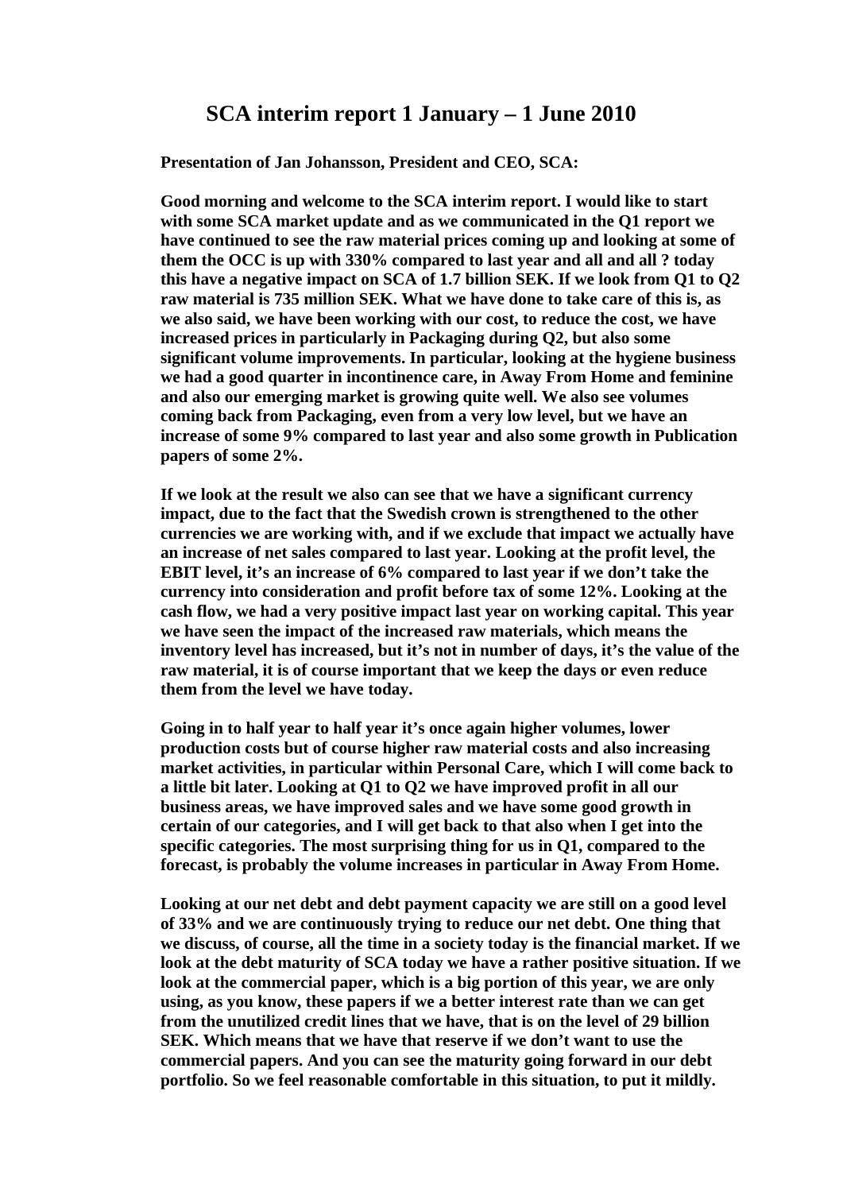# SCA interim report 1 January – 1 June 2010

**Presentation of Jan Johansson, President and CEO, SCA:**

**Good morning and welcome to the SCA interim report. I would like to start with some SCA market update and as we communicated in the Q1 report we have continued to see the raw material prices coming up and looking at some of them the OCC is up with 330% compared to last year and all and all ? today this have a negative impact on SCA of 1.7 billion SEK. If we look from Q1 to Q2 raw material is 735 million SEK. What we have done to take care of this is, as we also said, we have been working with our cost, to reduce the cost, we have increased prices in particularly in Packaging during Q2, but also some significant volume improvements. In particular, looking at the hygiene business we had a good quarter in incontinence care, in Away From Home and feminine and also our emerging market is growing quite well. We also see volumes coming back from Packaging, even from a very low level, but we have an increase of some 9% compared to last year and also some growth in Publication papers of some 2%.**

**If we look at the result we also can see that we have a significant currency impact, due to the fact that the Swedish crown is strengthened to the other currencies we are working with, and if we exclude that impact we actually have an increase of net sales compared to last year. Looking at the profit level, the EBIT level, it's an increase of 6% compared to last year if we don't take the currency into consideration and profit before tax of some 12%. Looking at the cash flow, we had a very positive impact last year on working capital. This year we have seen the impact of the increased raw materials, which means the inventory level has increased, but it's not in number of days, it's the value of the raw material, it is of course important that we keep the days or even reduce them from the level we have today.**

**Going in to half year to half year it's once again higher volumes, lower production costs but of course higher raw material costs and also increasing market activities, in particular within Personal Care, which I will come back to a little bit later. Looking at Q1 to Q2 we have improved profit in all our business areas, we have improved sales and we have some good growth in certain of our categories, and I will get back to that also when I get into the specific categories. The most surprising thing for us in Q1, compared to the forecast, is probably the volume increases in particular in Away From Home.**

**Looking at our net debt and debt payment capacity we are still on a good level of 33% and we are continuously trying to reduce our net debt. One thing that we discuss, of course, all the time in a society today is the financial market. If we look at the debt maturity of SCA today we have a rather positive situation. If we look at the commercial paper, which is a big portion of this year, we are only using, as you know, these papers if we a better interest rate than we can get from the unutilized credit lines that we have, that is on the level of 29 billion SEK. Which means that we have that reserve if we don't want to use the commercial papers. And you can see the maturity going forward in our debt portfolio. So we feel reasonable comfortable in this situation, to put it mildly.**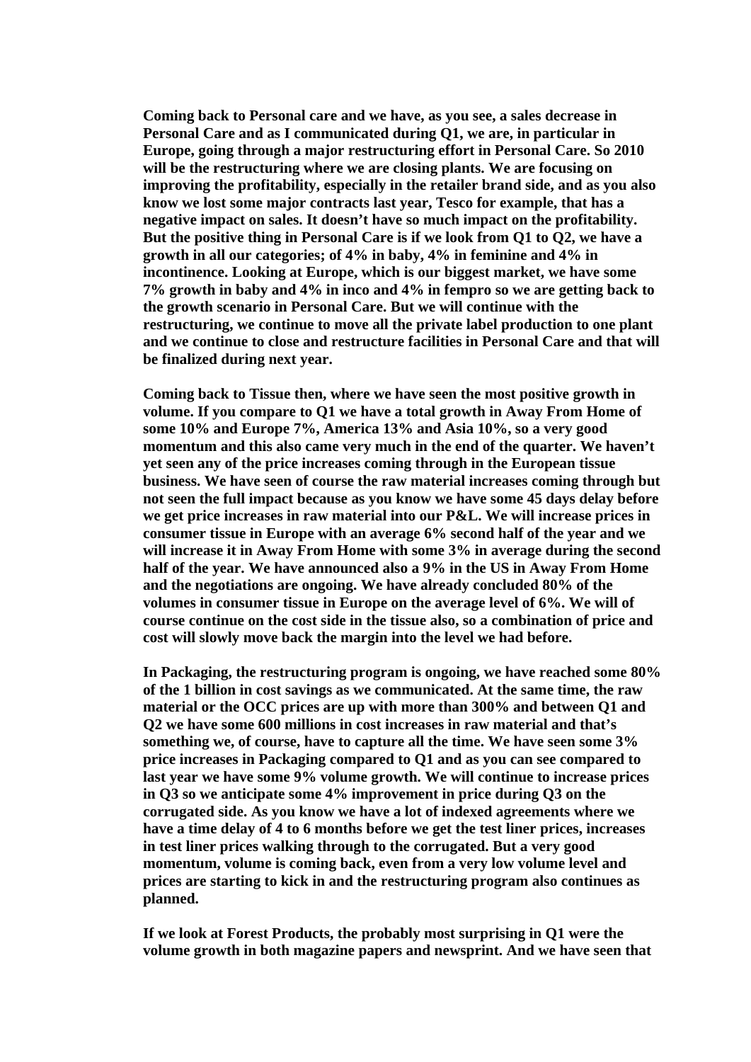**Coming back to Personal care and we have, as you see, a sales decrease in Personal Care and as I communicated during Q1, we are, in particular in Europe, going through a major restructuring effort in Personal Care. So 2010 will be the restructuring where we are closing plants. We are focusing on improving the profitability, especially in the retailer brand side, and as you also know we lost some major contracts last year, Tesco for example, that has a negative impact on sales. It doesn't have so much impact on the profitability. But the positive thing in Personal Care is if we look from Q1 to Q2, we have a growth in all our categories; of 4% in baby, 4% in feminine and 4% in incontinence. Looking at Europe, which is our biggest market, we have some 7% growth in baby and 4% in inco and 4% in fempro so we are getting back to the growth scenario in Personal Care. But we will continue with the restructuring, we continue to move all the private label production to one plant and we continue to close and restructure facilities in Personal Care and that will be finalized during next year.**

**Coming back to Tissue then, where we have seen the most positive growth in volume. If you compare to Q1 we have a total growth in Away From Home of some 10% and Europe 7%, America 13% and Asia 10%, so a very good momentum and this also came very much in the end of the quarter. We haven't yet seen any of the price increases coming through in the European tissue business. We have seen of course the raw material increases coming through but not seen the full impact because as you know we have some 45 days delay before we get price increases in raw material into our P&L. We will increase prices in consumer tissue in Europe with an average 6% second half of the year and we will increase it in Away From Home with some 3% in average during the second half of the year. We have announced also a 9% in the US in Away From Home and the negotiations are ongoing. We have already concluded 80% of the volumes in consumer tissue in Europe on the average level of 6%. We will of course continue on the cost side in the tissue also, so a combination of price and cost will slowly move back the margin into the level we had before.**

**In Packaging, the restructuring program is ongoing, we have reached some 80% of the 1 billion in cost savings as we communicated. At the same time, the raw material or the OCC prices are up with more than 300% and between Q1 and Q2 we have some 600 millions in cost increases in raw material and that's something we, of course, have to capture all the time. We have seen some 3% price increases in Packaging compared to Q1 and as you can see compared to last year we have some 9% volume growth. We will continue to increase prices in Q3 so we anticipate some 4% improvement in price during Q3 on the corrugated side. As you know we have a lot of indexed agreements where we have a time delay of 4 to 6 months before we get the test liner prices, increases in test liner prices walking through to the corrugated. But a very good momentum, volume is coming back, even from a very low volume level and prices are starting to kick in and the restructuring program also continues as planned.**

**If we look at Forest Products, the probably most surprising in Q1 were the volume growth in both magazine papers and newsprint. And we have seen that**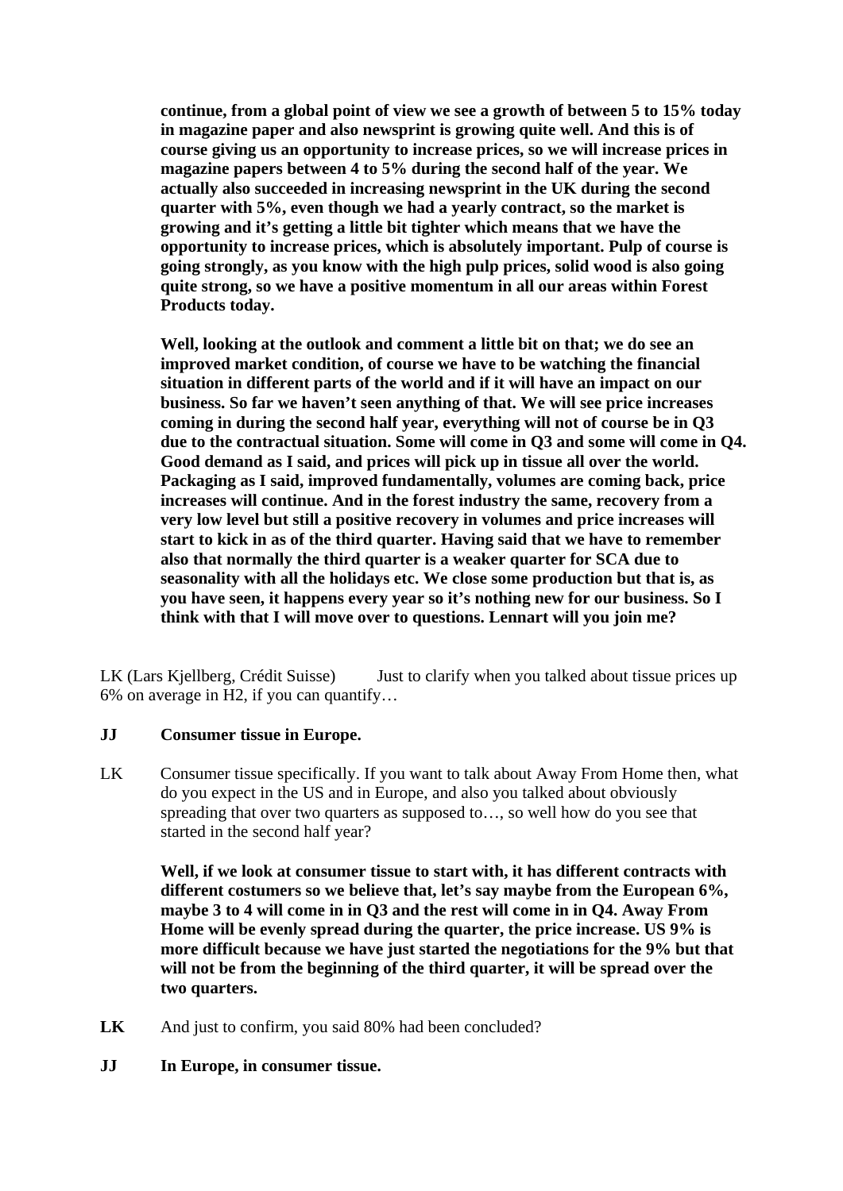**continue, from a global point of view we see a growth of between 5 to 15% today in magazine paper and also newsprint is growing quite well. And this is of course giving us an opportunity to increase prices, so we will increase prices in magazine papers between 4 to 5% during the second half of the year. We actually also succeeded in increasing newsprint in the UK during the second quarter with 5%, even though we had a yearly contract, so the market is growing and it's getting a little bit tighter which means that we have the opportunity to increase prices, which is absolutely important. Pulp of course is going strongly, as you know with the high pulp prices, solid wood is also going quite strong, so we have a positive momentum in all our areas within Forest Products today.**

**Well, looking at the outlook and comment a little bit on that; we do see an improved market condition, of course we have to be watching the financial situation in different parts of the world and if it will have an impact on our business. So far we haven't seen anything of that. We will see price increases coming in during the second half year, everything will not of course be in Q3 due to the contractual situation. Some will come in Q3 and some will come in Q4. Good demand as I said, and prices will pick up in tissue all over the world. Packaging as I said, improved fundamentally, volumes are coming back, price increases will continue. And in the forest industry the same, recovery from a very low level but still a positive recovery in volumes and price increases will start to kick in as of the third quarter. Having said that we have to remember also that normally the third quarter is a weaker quarter for SCA due to seasonality with all the holidays etc. We close some production but that is, as you have seen, it happens every year so it's nothing new for our business. So I think with that I will move over to questions. Lennart will you join me?**

LK (Lars Kjellberg, Crédit Suisse) Just to clarify when you talked about tissue prices up 6% on average in H2, if you can quantify…

**JJ** **Consumer tissue in Europe.**

LK Consumer tissue specifically. If you want to talk about Away From Home then, what do you expect in the US and in Europe, and also you talked about obviously spreading that over two quarters as supposed to…, so well how do you see that started in the second half year?

**Well, if we look at consumer tissue to start with, it has different contracts with different costumers so we believe that, let's say maybe from the European 6%, maybe 3 to 4 will come in in Q3 and the rest will come in in Q4. Away From Home will be evenly spread during the quarter, the price increase. US 9% is more difficult because we have just started the negotiations for the 9% but that will not be from the beginning of the third quarter, it will be spread over the two quarters.**

**LK** And just to confirm, you said 80% had been concluded?

**JJ** **In Europe, in consumer tissue.**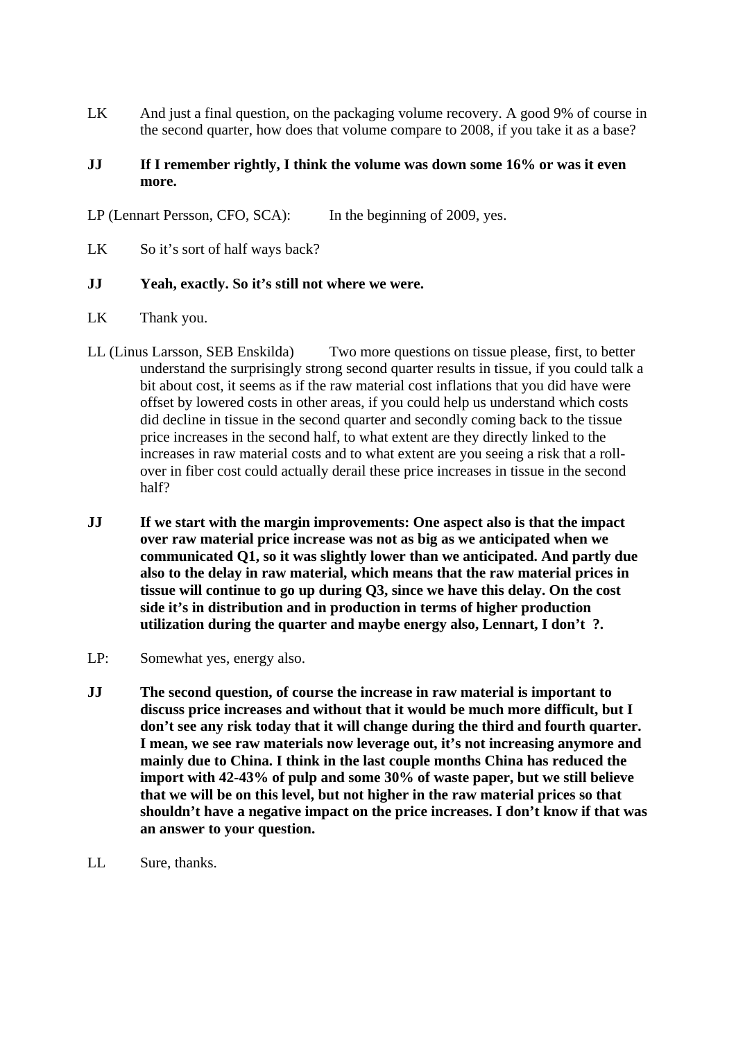LK And just a final question, on the packaging volume recovery. A good 9% of course in the second quarter, how does that volume compare to 2008, if you take it as a base?

**JJ If I remember rightly, I think the volume was down some 16% or was it even more.**

LP (Lennart Persson, CFO, SCA): In the beginning of 2009, yes.

LK So it's sort of half ways back?

**JJ Yeah, exactly. So it's still not where we were.**

LK Thank you.

LL (Linus Larsson, SEB Enskilda) Two more questions on tissue please, first, to better understand the surprisingly strong second quarter results in tissue, if you could talk a bit about cost, it seems as if the raw material cost inflations that you did have were offset by lowered costs in other areas, if you could help us understand which costs did decline in tissue in the second quarter and secondly coming back to the tissue price increases in the second half, to what extent are they directly linked to the increases in raw material costs and to what extent are you seeing a risk that a roll-over in fiber cost could actually derail these price increases in tissue in the second half?

**JJ If we start with the margin improvements: One aspect also is that the impact over raw material price increase was not as big as we anticipated when we communicated Q1, so it was slightly lower than we anticipated. And partly due also to the delay in raw material, which means that the raw material prices in tissue will continue to go up during Q3, since we have this delay. On the cost side it's in distribution and in production in terms of higher production utilization during the quarter and maybe energy also, Lennart, I don't ?.**

LP: Somewhat yes, energy also.

**JJ The second question, of course the increase in raw material is important to discuss price increases and without that it would be much more difficult, but I don't see any risk today that it will change during the third and fourth quarter. I mean, we see raw materials now leverage out, it's not increasing anymore and mainly due to China. I think in the last couple months China has reduced the import with 42-43% of pulp and some 30% of waste paper, but we still believe that we will be on this level, but not higher in the raw material prices so that shouldn't have a negative impact on the price increases. I don't know if that was an answer to your question.**

LL Sure, thanks.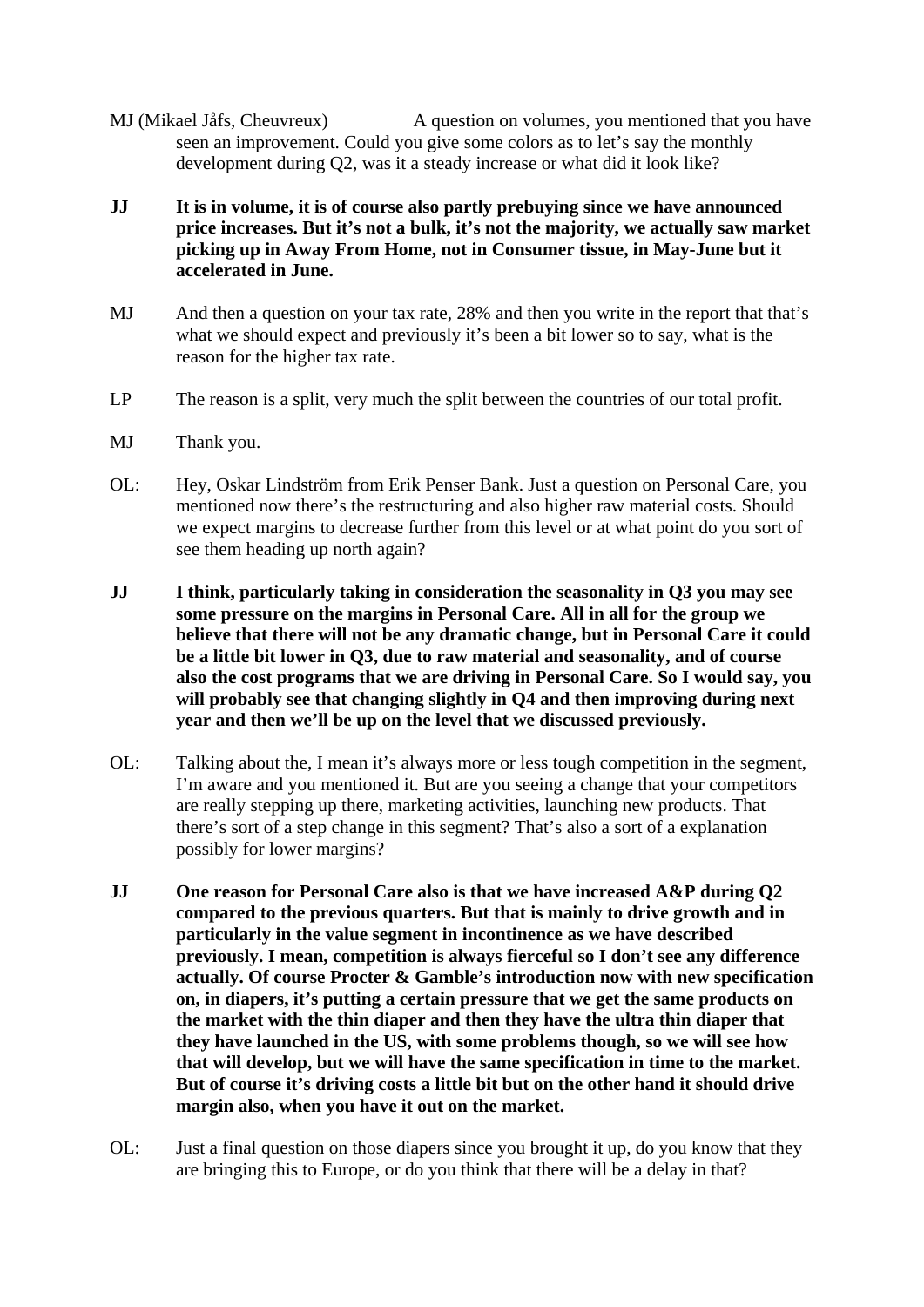MJ (Mikael Jåfs, Cheuvreux) A question on volumes, you mentioned that you have seen an improvement. Could you give some colors as to let's say the monthly development during Q2, was it a steady increase or what did it look like?

**JJ It is in volume, it is of course also partly prebuying since we have announced price increases. But it's not a bulk, it's not the majority, we actually saw market picking up in Away From Home, not in Consumer tissue, in May-June but it accelerated in June.**

MJ And then a question on your tax rate, 28% and then you write in the report that that's what we should expect and previously it's been a bit lower so to say, what is the reason for the higher tax rate.

LP The reason is a split, very much the split between the countries of our total profit.

MJ Thank you.

OL: Hey, Oskar Lindström from Erik Penser Bank. Just a question on Personal Care, you mentioned now there's the restructuring and also higher raw material costs. Should we expect margins to decrease further from this level or at what point do you sort of see them heading up north again?

**JJ I think, particularly taking in consideration the seasonality in Q3 you may see some pressure on the margins in Personal Care. All in all for the group we believe that there will not be any dramatic change, but in Personal Care it could be a little bit lower in Q3, due to raw material and seasonality, and of course also the cost programs that we are driving in Personal Care. So I would say, you will probably see that changing slightly in Q4 and then improving during next year and then we'll be up on the level that we discussed previously.**

OL: Talking about the, I mean it's always more or less tough competition in the segment, I'm aware and you mentioned it. But are you seeing a change that your competitors are really stepping up there, marketing activities, launching new products. That there's sort of a step change in this segment? That's also a sort of a explanation possibly for lower margins?

**JJ One reason for Personal Care also is that we have increased A&P during Q2 compared to the previous quarters. But that is mainly to drive growth and in particularly in the value segment in incontinence as we have described previously. I mean, competition is always fierceful so I don't see any difference actually. Of course Procter & Gamble's introduction now with new specification on, in diapers, it's putting a certain pressure that we get the same products on the market with the thin diaper and then they have the ultra thin diaper that they have launched in the US, with some problems though, so we will see how that will develop, but we will have the same specification in time to the market. But of course it's driving costs a little bit but on the other hand it should drive margin also, when you have it out on the market.**

OL: Just a final question on those diapers since you brought it up, do you know that they are bringing this to Europe, or do you think that there will be a delay in that?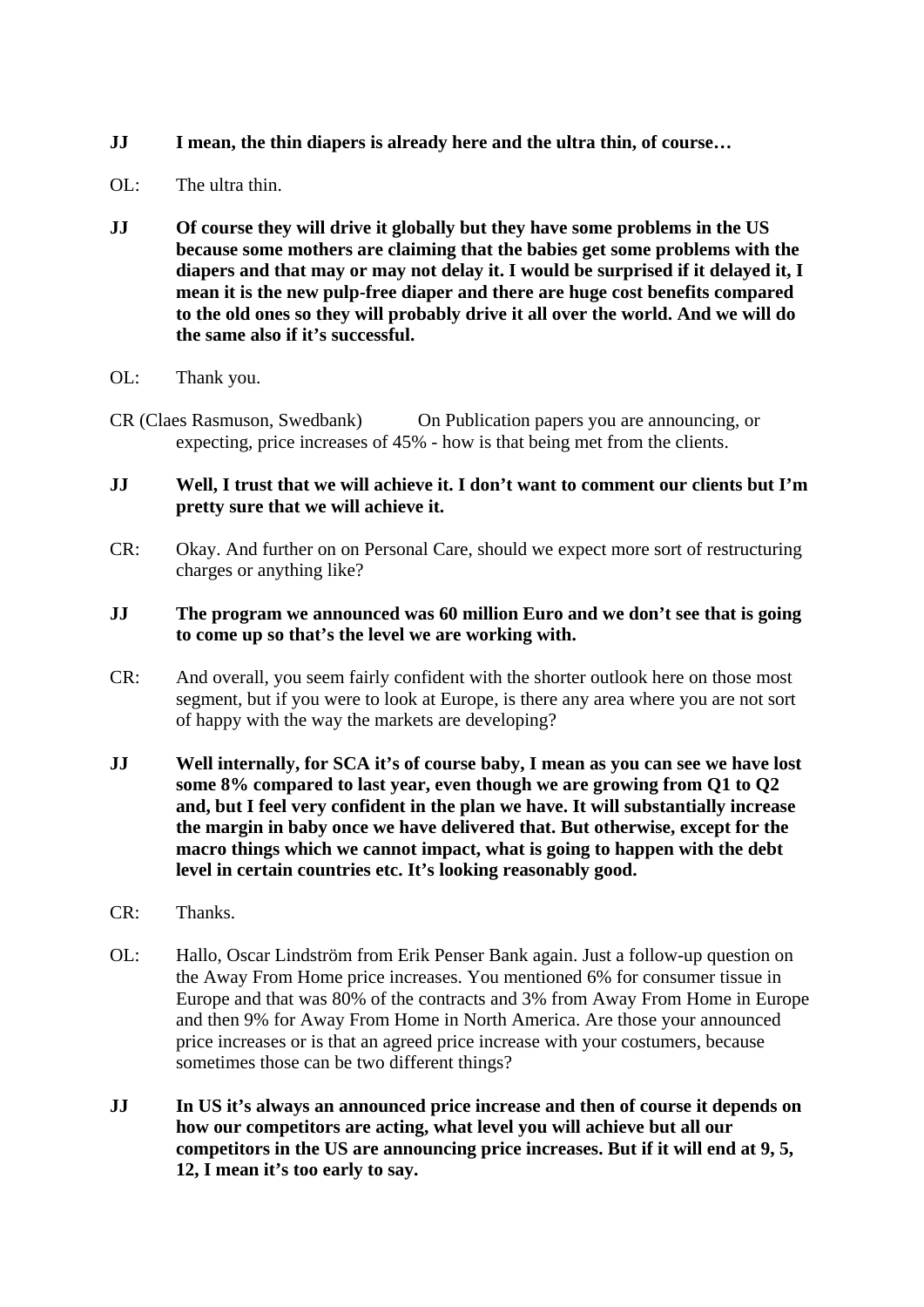**JJ** **I mean, the thin diapers is already here and the ultra thin, of course…**

OL: The ultra thin.

**JJ** **Of course they will drive it globally but they have some problems in the US because some mothers are claiming that the babies get some problems with the diapers and that may or may not delay it. I would be surprised if it delayed it, I mean it is the new pulp-free diaper and there are huge cost benefits compared to the old ones so they will probably drive it all over the world. And we will do the same also if it's successful.**

OL: Thank you.

CR (Claes Rasmuson, Swedbank) On Publication papers you are announcing, or expecting, price increases of 45% - how is that being met from the clients.

**JJ** **Well, I trust that we will achieve it. I don't want to comment our clients but I'm pretty sure that we will achieve it.**

CR: Okay. And further on on Personal Care, should we expect more sort of restructuring charges or anything like?

**JJ** **The program we announced was 60 million Euro and we don't see that is going to come up so that's the level we are working with.**

CR: And overall, you seem fairly confident with the shorter outlook here on those most segment, but if you were to look at Europe, is there any area where you are not sort of happy with the way the markets are developing?

**JJ** **Well internally, for SCA it's of course baby, I mean as you can see we have lost some 8% compared to last year, even though we are growing from Q1 to Q2 and, but I feel very confident in the plan we have. It will substantially increase the margin in baby once we have delivered that. But otherwise, except for the macro things which we cannot impact, what is going to happen with the debt level in certain countries etc. It's looking reasonably good.**

CR: Thanks.

OL: Hallo, Oscar Lindström from Erik Penser Bank again. Just a follow-up question on the Away From Home price increases. You mentioned 6% for consumer tissue in Europe and that was 80% of the contracts and 3% from Away From Home in Europe and then 9% for Away From Home in North America. Are those your announced price increases or is that an agreed price increase with your costumers, because sometimes those can be two different things?

**JJ** **In US it's always an announced price increase and then of course it depends on how our competitors are acting, what level you will achieve but all our competitors in the US are announcing price increases. But if it will end at 9, 5, 12, I mean it's too early to say.**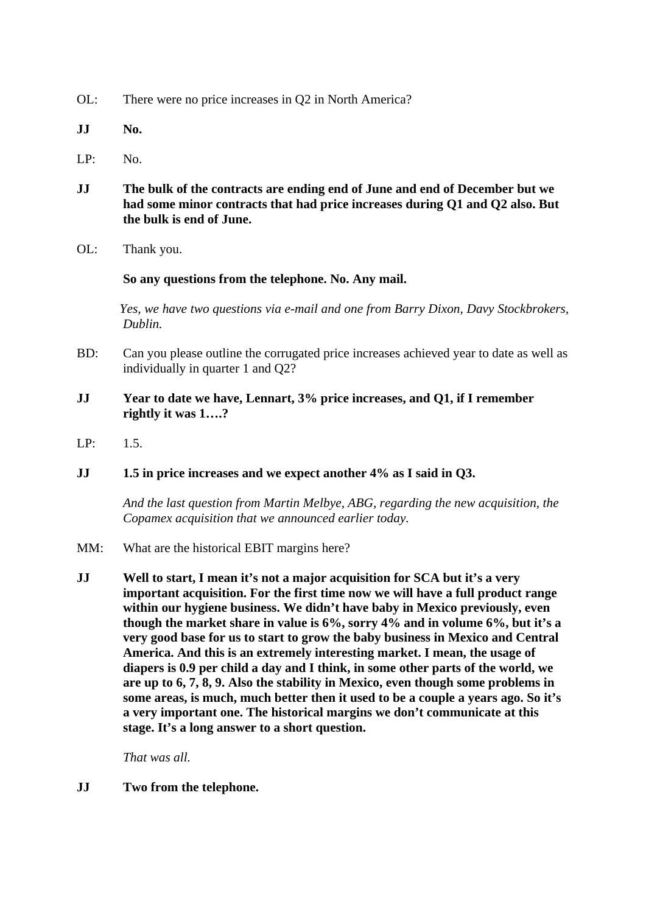OL: There were no price increases in Q2 in North America?

**JJ No.**

LP: No.

**JJ The bulk of the contracts are ending end of June and end of December but we had some minor contracts that had price increases during Q1 and Q2 also. But the bulk is end of June.**

OL: Thank you.

**So any questions from the telephone. No. Any mail.**

*Yes, we have two questions via e-mail and one from Barry Dixon, Davy Stockbrokers, Dublin.*

BD: Can you please outline the corrugated price increases achieved year to date as well as individually in quarter 1 and Q2?

**JJ Year to date we have, Lennart, 3% price increases, and Q1, if I remember rightly it was 1….?**

LP: 1.5.

**JJ 1.5 in price increases and we expect another 4% as I said in Q3.**

*And the last question from Martin Melbye, ABG, regarding the new acquisition, the Copamex acquisition that we announced earlier today.*

MM: What are the historical EBIT margins here?

**JJ Well to start, I mean it's not a major acquisition for SCA but it's a very important acquisition. For the first time now we will have a full product range within our hygiene business. We didn't have baby in Mexico previously, even though the market share in value is 6%, sorry 4% and in volume 6%, but it's a very good base for us to start to grow the baby business in Mexico and Central America. And this is an extremely interesting market. I mean, the usage of diapers is 0.9 per child a day and I think, in some other parts of the world, we are up to 6, 7, 8, 9. Also the stability in Mexico, even though some problems in some areas, is much, much better then it used to be a couple a years ago. So it's a very important one. The historical margins we don't communicate at this stage. It's a long answer to a short question.**

*That was all.*

**JJ Two from the telephone.**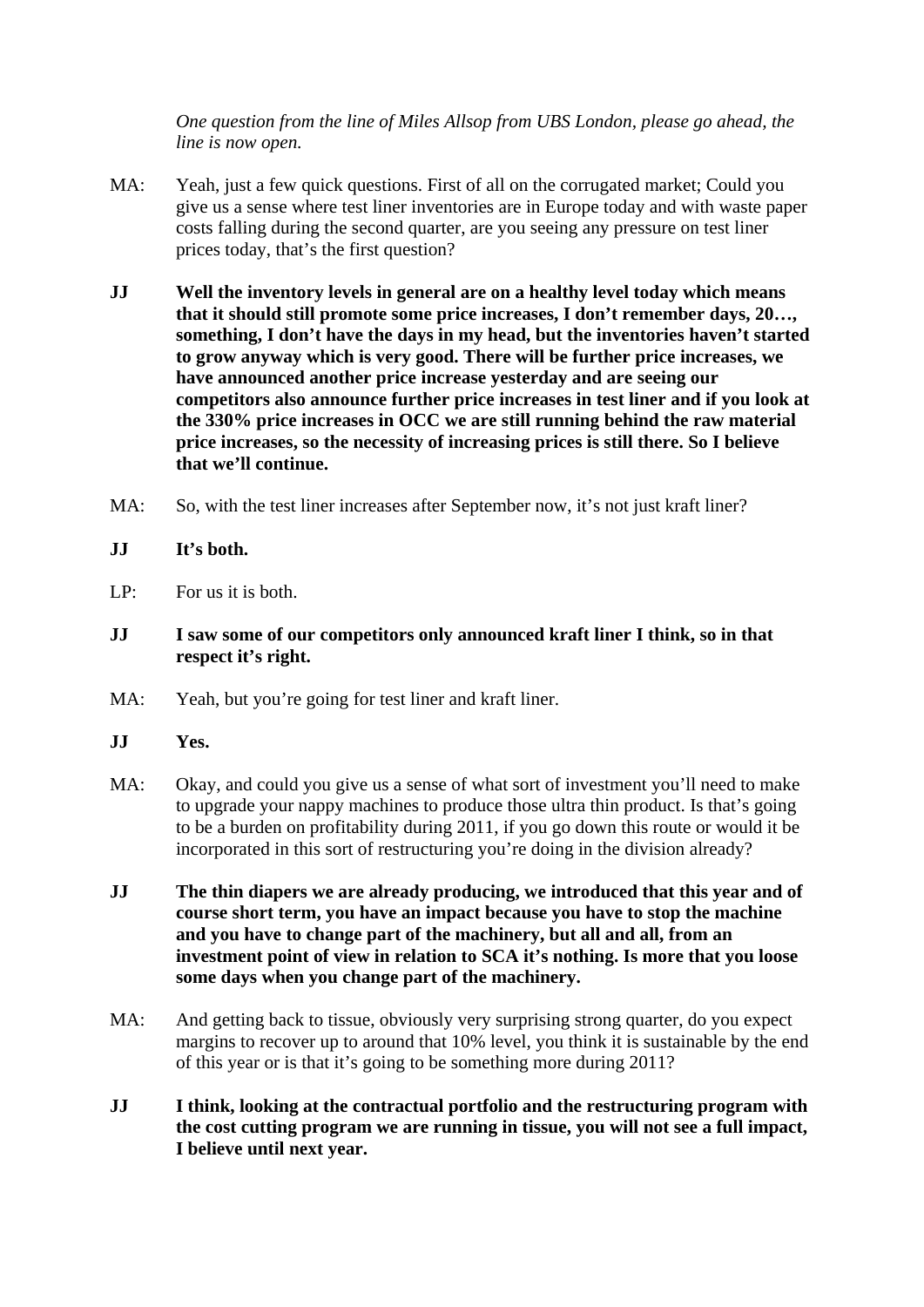*One question from the line of Miles Allsop from UBS London, please go ahead, the line is now open.*

MA: Yeah, just a few quick questions. First of all on the corrugated market; Could you give us a sense where test liner inventories are in Europe today and with waste paper costs falling during the second quarter, are you seeing any pressure on test liner prices today, that's the first question?

**JJ Well the inventory levels in general are on a healthy level today which means that it should still promote some price increases, I don't remember days, 20…, something, I don't have the days in my head, but the inventories haven't started to grow anyway which is very good. There will be further price increases, we have announced another price increase yesterday and are seeing our competitors also announce further price increases in test liner and if you look at the 330% price increases in OCC we are still running behind the raw material price increases, so the necessity of increasing prices is still there. So I believe that we'll continue.**

MA: So, with the test liner increases after September now, it's not just kraft liner?

**JJ It's both.**

LP: For us it is both.

**JJ I saw some of our competitors only announced kraft liner I think, so in that respect it's right.**

MA: Yeah, but you're going for test liner and kraft liner.

**JJ Yes.**

MA: Okay, and could you give us a sense of what sort of investment you'll need to make to upgrade your nappy machines to produce those ultra thin product. Is that's going to be a burden on profitability during 2011, if you go down this route or would it be incorporated in this sort of restructuring you're doing in the division already?

**JJ The thin diapers we are already producing, we introduced that this year and of course short term, you have an impact because you have to stop the machine and you have to change part of the machinery, but all and all, from an investment point of view in relation to SCA it's nothing. Is more that you loose some days when you change part of the machinery.**

MA: And getting back to tissue, obviously very surprising strong quarter, do you expect margins to recover up to around that 10% level, you think it is sustainable by the end of this year or is that it's going to be something more during 2011?

**JJ I think, looking at the contractual portfolio and the restructuring program with the cost cutting program we are running in tissue, you will not see a full impact, I believe until next year.**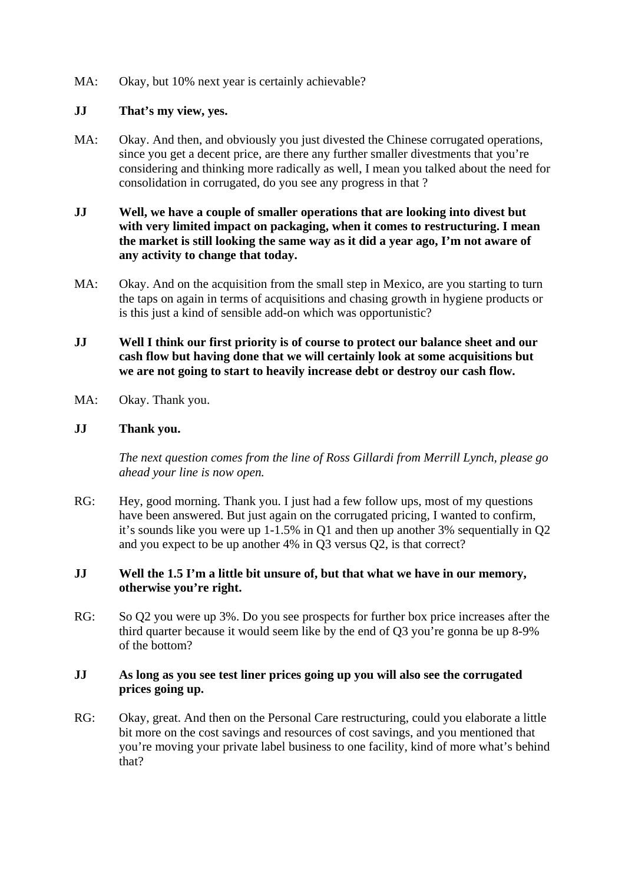MA: Okay, but 10% next year is certainly achievable?

**JJ That's my view, yes.**

MA: Okay. And then, and obviously you just divested the Chinese corrugated operations, since you get a decent price, are there any further smaller divestments that you're considering and thinking more radically as well, I mean you talked about the need for consolidation in corrugated, do you see any progress in that ?

**JJ Well, we have a couple of smaller operations that are looking into divest but with very limited impact on packaging, when it comes to restructuring. I mean the market is still looking the same way as it did a year ago, I'm not aware of any activity to change that today.**

MA: Okay. And on the acquisition from the small step in Mexico, are you starting to turn the taps on again in terms of acquisitions and chasing growth in hygiene products or is this just a kind of sensible add-on which was opportunistic?

**JJ Well I think our first priority is of course to protect our balance sheet and our cash flow but having done that we will certainly look at some acquisitions but we are not going to start to heavily increase debt or destroy our cash flow.**

MA: Okay. Thank you.

**JJ Thank you.**

*The next question comes from the line of Ross Gillardi from Merrill Lynch, please go ahead your line is now open.*

RG: Hey, good morning. Thank you. I just had a few follow ups, most of my questions have been answered. But just again on the corrugated pricing, I wanted to confirm, it's sounds like you were up 1-1.5% in Q1 and then up another 3% sequentially in Q2 and you expect to be up another 4% in Q3 versus Q2, is that correct?

**JJ Well the 1.5 I'm a little bit unsure of, but that what we have in our memory, otherwise you're right.**

RG: So Q2 you were up 3%. Do you see prospects for further box price increases after the third quarter because it would seem like by the end of Q3 you're gonna be up 8-9% of the bottom?

**JJ As long as you see test liner prices going up you will also see the corrugated prices going up.**

RG: Okay, great. And then on the Personal Care restructuring, could you elaborate a little bit more on the cost savings and resources of cost savings, and you mentioned that you're moving your private label business to one facility, kind of more what's behind that?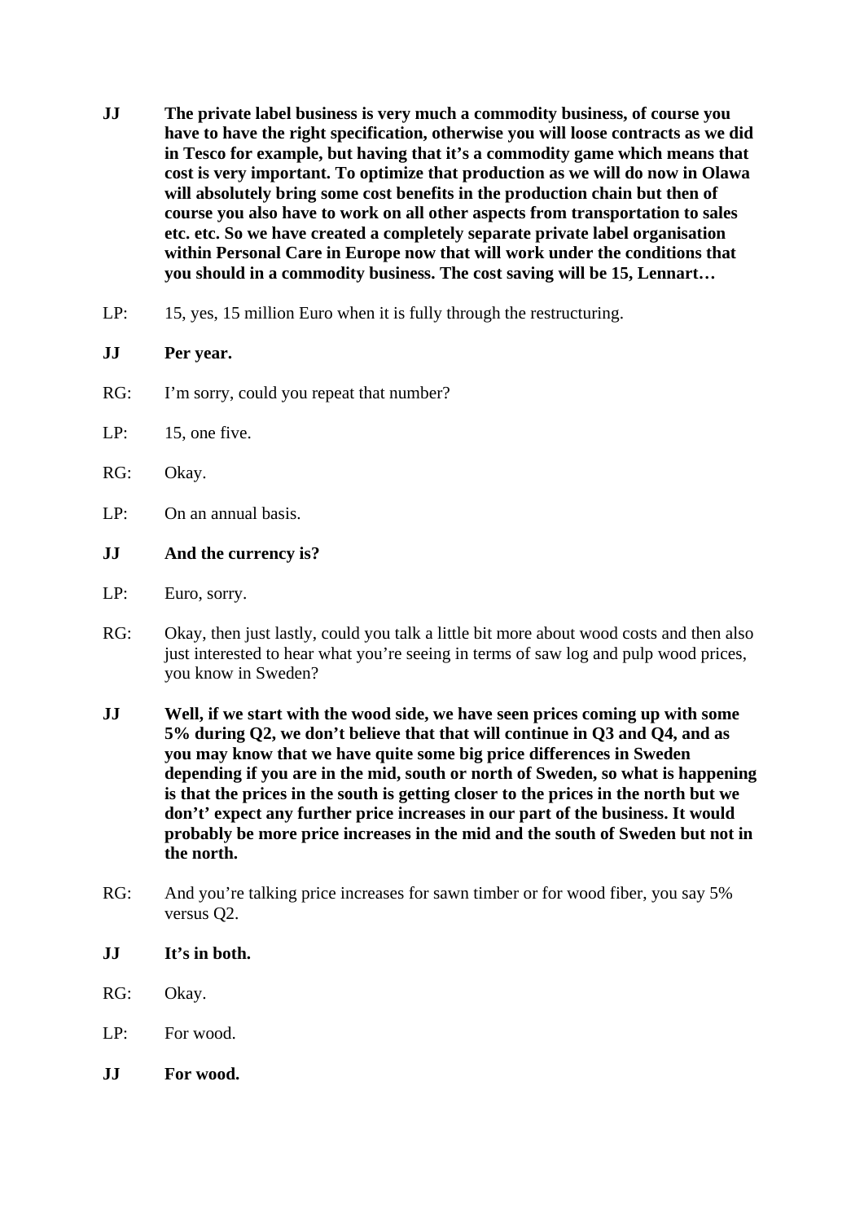**JJ** **The private label business is very much a commodity business, of course you have to have the right specification, otherwise you will loose contracts as we did in Tesco for example, but having that it's a commodity game which means that cost is very important. To optimize that production as we will do now in Olawa will absolutely bring some cost benefits in the production chain but then of course you also have to work on all other aspects from transportation to sales etc. etc. So we have created a completely separate private label organisation within Personal Care in Europe now that will work under the conditions that you should in a commodity business. The cost saving will be 15, Lennart…**

LP: 15, yes, 15 million Euro when it is fully through the restructuring.

**JJ** **Per year.**

RG: I'm sorry, could you repeat that number?

LP: 15, one five.

RG: Okay.

LP: On an annual basis.

**JJ** **And the currency is?**

LP: Euro, sorry.

RG: Okay, then just lastly, could you talk a little bit more about wood costs and then also just interested to hear what you're seeing in terms of saw log and pulp wood prices, you know in Sweden?

**JJ** **Well, if we start with the wood side, we have seen prices coming up with some 5% during Q2, we don't believe that that will continue in Q3 and Q4, and as you may know that we have quite some big price differences in Sweden depending if you are in the mid, south or north of Sweden, so what is happening is that the prices in the south is getting closer to the prices in the north but we don't' expect any further price increases in our part of the business. It would probably be more price increases in the mid and the south of Sweden but not in the north.**

RG: And you're talking price increases for sawn timber or for wood fiber, you say 5% versus Q2.

**JJ** **It's in both.**

RG: Okay.

LP: For wood.

**JJ** **For wood.**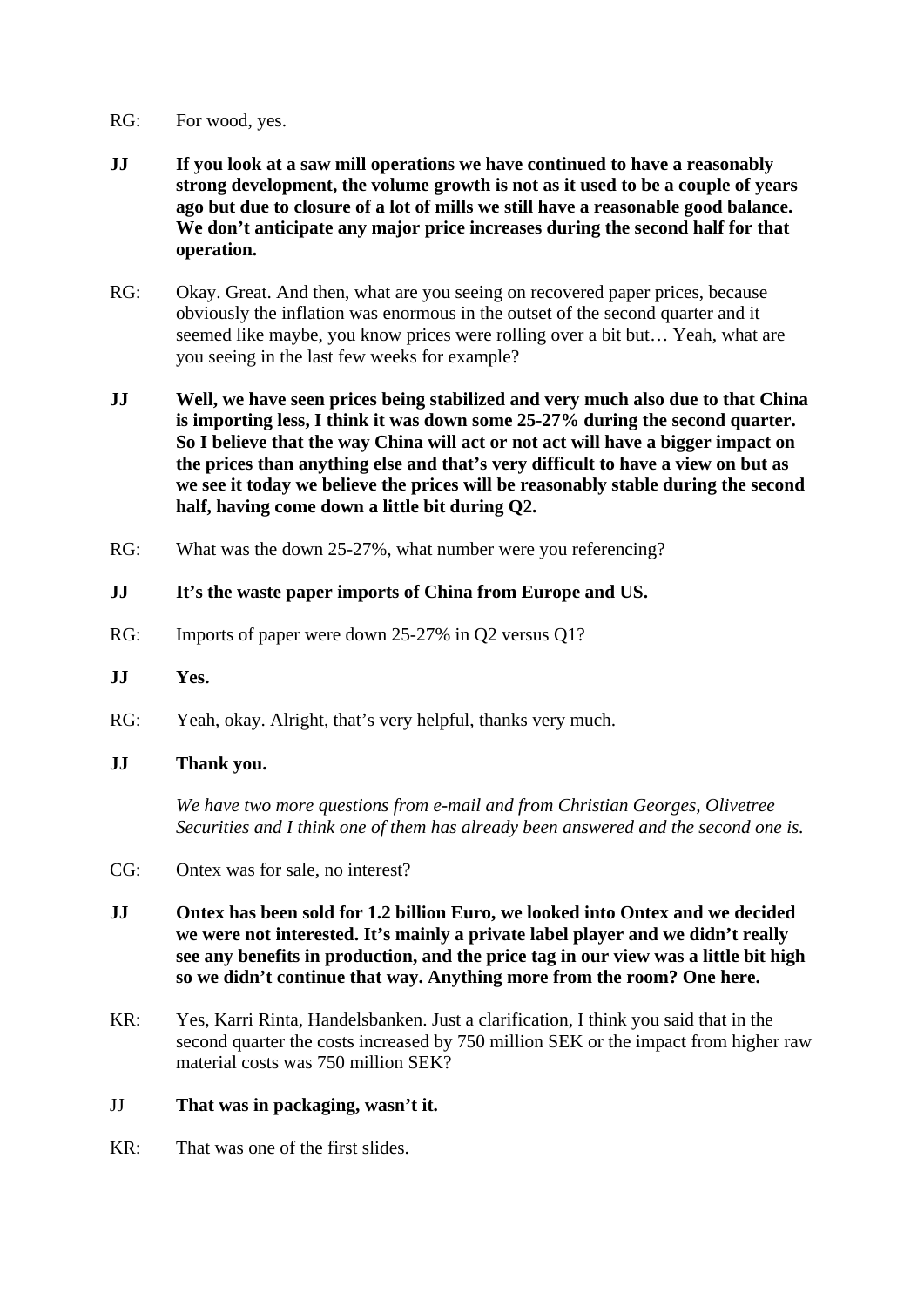RG: For wood, yes.

**JJ If you look at a saw mill operations we have continued to have a reasonably strong development, the volume growth is not as it used to be a couple of years ago but due to closure of a lot of mills we still have a reasonable good balance. We don't anticipate any major price increases during the second half for that operation.**

RG: Okay. Great. And then, what are you seeing on recovered paper prices, because obviously the inflation was enormous in the outset of the second quarter and it seemed like maybe, you know prices were rolling over a bit but… Yeah, what are you seeing in the last few weeks for example?

**JJ Well, we have seen prices being stabilized and very much also due to that China is importing less, I think it was down some 25-27% during the second quarter. So I believe that the way China will act or not act will have a bigger impact on the prices than anything else and that's very difficult to have a view on but as we see it today we believe the prices will be reasonably stable during the second half, having come down a little bit during Q2.**

RG: What was the down 25-27%, what number were you referencing?

**JJ It's the waste paper imports of China from Europe and US.**

RG: Imports of paper were down 25-27% in Q2 versus Q1?

**JJ Yes.**

RG: Yeah, okay. Alright, that's very helpful, thanks very much.

**JJ Thank you.**

*We have two more questions from e-mail and from Christian Georges, Olivetree Securities and I think one of them has already been answered and the second one is.*

CG: Ontex was for sale, no interest?

**JJ Ontex has been sold for 1.2 billion Euro, we looked into Ontex and we decided we were not interested. It's mainly a private label player and we didn't really see any benefits in production, and the price tag in our view was a little bit high so we didn't continue that way. Anything more from the room? One here.**

KR: Yes, Karri Rinta, Handelsbanken. Just a clarification, I think you said that in the second quarter the costs increased by 750 million SEK or the impact from higher raw material costs was 750 million SEK?

JJ **That was in packaging, wasn't it.**

KR: That was one of the first slides.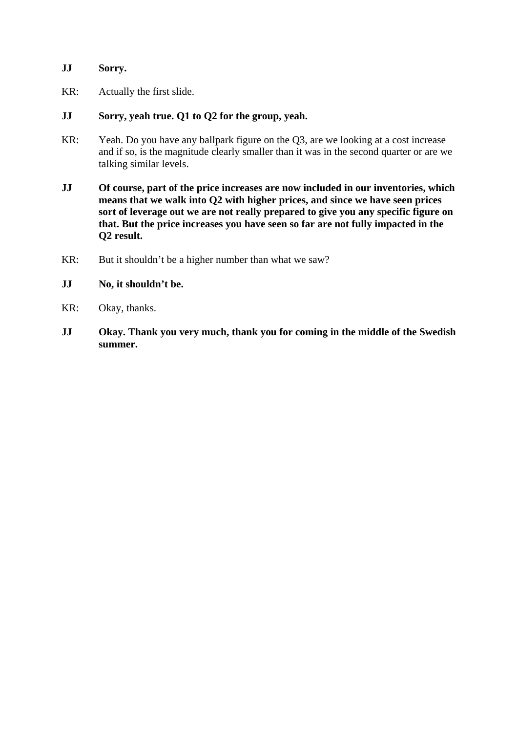**JJ** **Sorry.**

KR: Actually the first slide.

**JJ** **Sorry, yeah true. Q1 to Q2 for the group, yeah.**

KR: Yeah. Do you have any ballpark figure on the Q3, are we looking at a cost increase and if so, is the magnitude clearly smaller than it was in the second quarter or are we talking similar levels.

**JJ** **Of course, part of the price increases are now included in our inventories, which means that we walk into Q2 with higher prices, and since we have seen prices sort of leverage out we are not really prepared to give you any specific figure on that. But the price increases you have seen so far are not fully impacted in the Q2 result.**

KR: But it shouldn't be a higher number than what we saw?

**JJ** **No, it shouldn't be.**

KR: Okay, thanks.

**JJ** **Okay. Thank you very much, thank you for coming in the middle of the Swedish summer.**